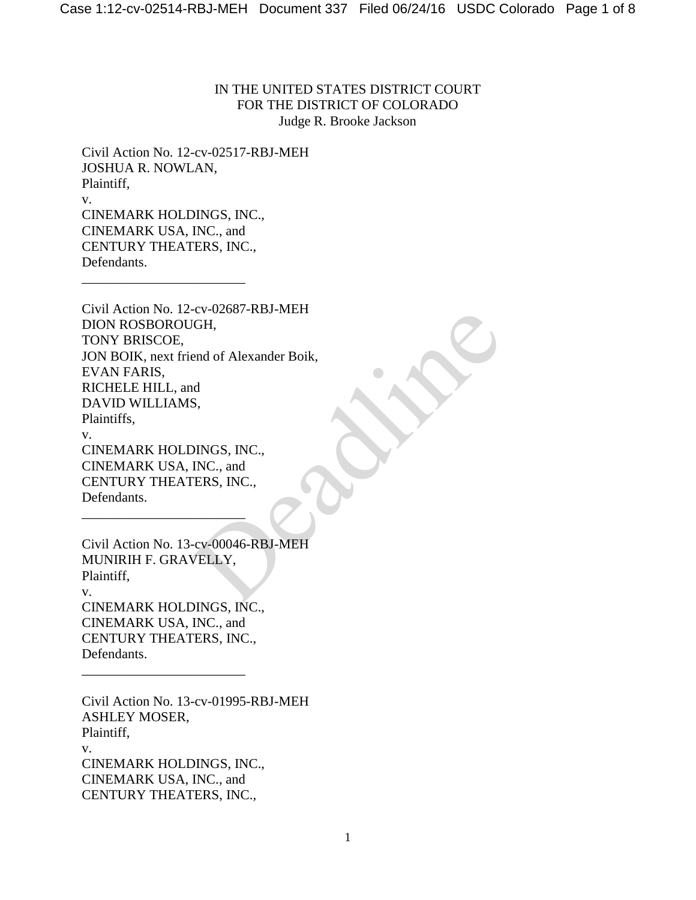IN THE UNITED STATES DISTRICT COURT
FOR THE DISTRICT OF COLORADO
Judge R. Brooke Jackson

Civil Action No. 12-cv-02517-RBJ-MEH
JOSHUA R. NOWLAN,
Plaintiff,
v.
CINEMARK HOLDINGS, INC.,
CINEMARK USA, INC., and
CENTURY THEATERS, INC.,
Defendants.

______________________

Civil Action No. 12-cv-02687-RBJ-MEH
DION ROSBOROUGH,
TONY BRISCOE,
JON BOIK, next friend of Alexander Boik,
EVAN FARIS,
RICHELE HILL, and
DAVID WILLIAMS,
Plaintiffs,
v.
CINEMARK HOLDINGS, INC.,
CINEMARK USA, INC., and
CENTURY THEATERS, INC.,
Defendants.

______________________

Civil Action No. 13-cv-00046-RBJ-MEH
MUNIRIH F. GRAVELLY,
Plaintiff,
v.
CINEMARK HOLDINGS, INC.,
CINEMARK USA, INC., and
CENTURY THEATERS, INC.,
Defendants.

______________________

Civil Action No. 13-cv-01995-RBJ-MEH
ASHLEY MOSER,
Plaintiff,
v.
CINEMARK HOLDINGS, INC.,
CINEMARK USA, INC., and
CENTURY THEATERS, INC.,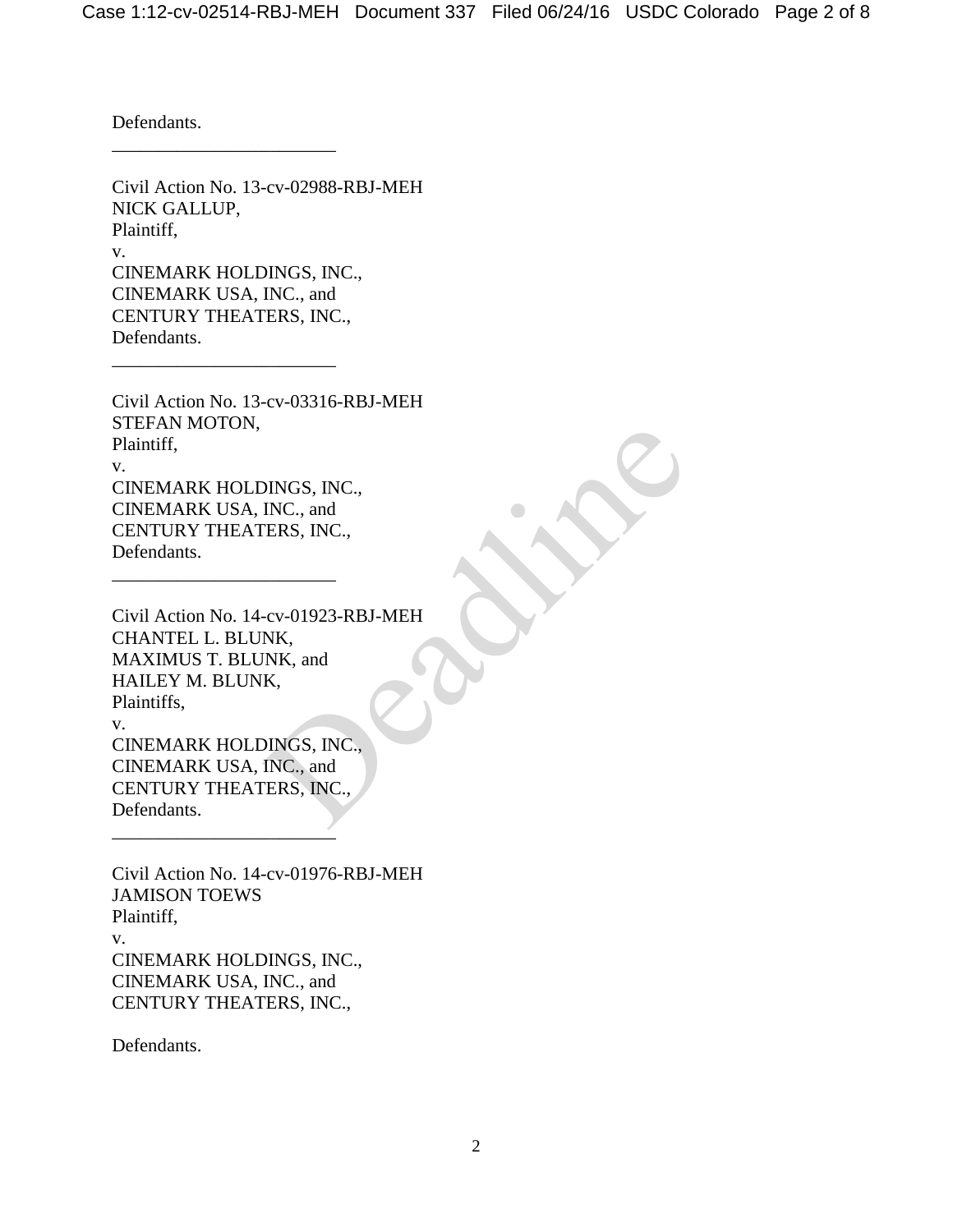Defendants.

________________________

Civil Action No. 13-cv-02988-RBJ-MEH
NICK GALLUP,
Plaintiff,
v.
CINEMARK HOLDINGS, INC.,
CINEMARK USA, INC., and
CENTURY THEATERS, INC.,
Defendants.

________________________

Civil Action No. 13-cv-03316-RBJ-MEH
STEFAN MOTON,
Plaintiff,
v.
CINEMARK HOLDINGS, INC.,
CINEMARK USA, INC., and
CENTURY THEATERS, INC.,
Defendants.

________________________

Civil Action No. 14-cv-01923-RBJ-MEH
CHANTEL L. BLUNK,
MAXIMUS T. BLUNK, and
HAILEY M. BLUNK,
Plaintiffs,
v.
CINEMARK HOLDINGS, INC.,
CINEMARK USA, INC., and
CENTURY THEATERS, INC.,
Defendants.

________________________

Civil Action No. 14-cv-01976-RBJ-MEH
JAMISON TOEWS
Plaintiff,
v.
CINEMARK HOLDINGS, INC.,
CINEMARK USA, INC., and
CENTURY THEATERS, INC.,

Defendants.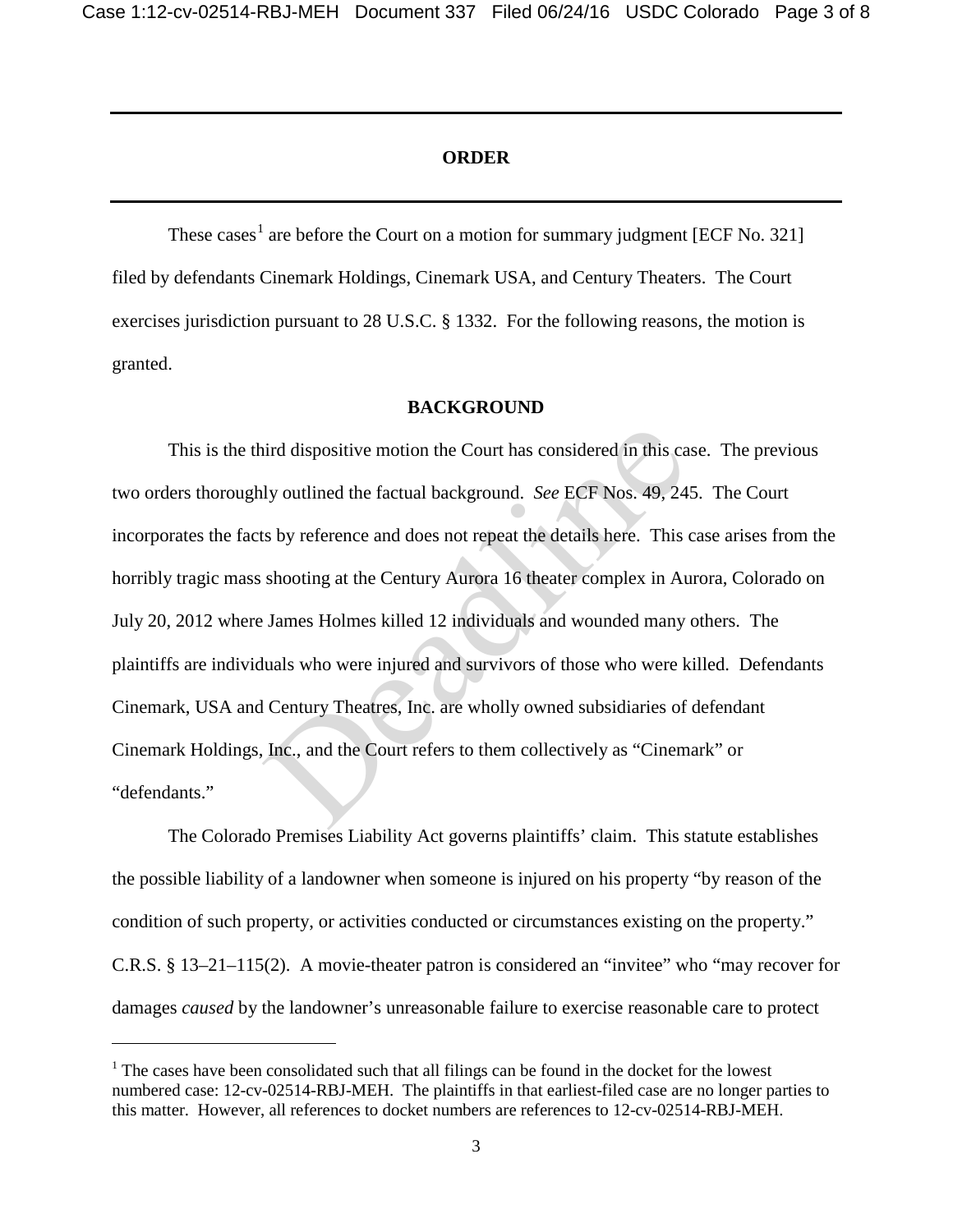## ORDER

These cases[1] are before the Court on a motion for summary judgment [ECF No. 321] filed by defendants Cinemark Holdings, Cinemark USA, and Century Theaters. The Court exercises jurisdiction pursuant to 28 U.S.C. § 1332. For the following reasons, the motion is granted.

### BACKGROUND

This is the third dispositive motion the Court has considered in this case. The previous two orders thoroughly outlined the factual background. *See* ECF Nos. 49, 245. The Court incorporates the facts by reference and does not repeat the details here. This case arises from the horribly tragic mass shooting at the Century Aurora 16 theater complex in Aurora, Colorado on July 20, 2012 where James Holmes killed 12 individuals and wounded many others. The plaintiffs are individuals who were injured and survivors of those who were killed. Defendants Cinemark, USA and Century Theatres, Inc. are wholly owned subsidiaries of defendant Cinemark Holdings, Inc., and the Court refers to them collectively as "Cinemark" or "defendants."

The Colorado Premises Liability Act governs plaintiffs' claim. This statute establishes the possible liability of a landowner when someone is injured on his property "by reason of the condition of such property, or activities conducted or circumstances existing on the property." C.R.S. § 13–21–115(2). A movie-theater patron is considered an "invitee" who "may recover for damages *caused* by the landowner's unreasonable failure to exercise reasonable care to protect

[1] The cases have been consolidated such that all filings can be found in the docket for the lowest numbered case: 12-cv-02514-RBJ-MEH. The plaintiffs in that earliest-filed case are no longer parties to this matter. However, all references to docket numbers are references to 12-cv-02514-RBJ-MEH.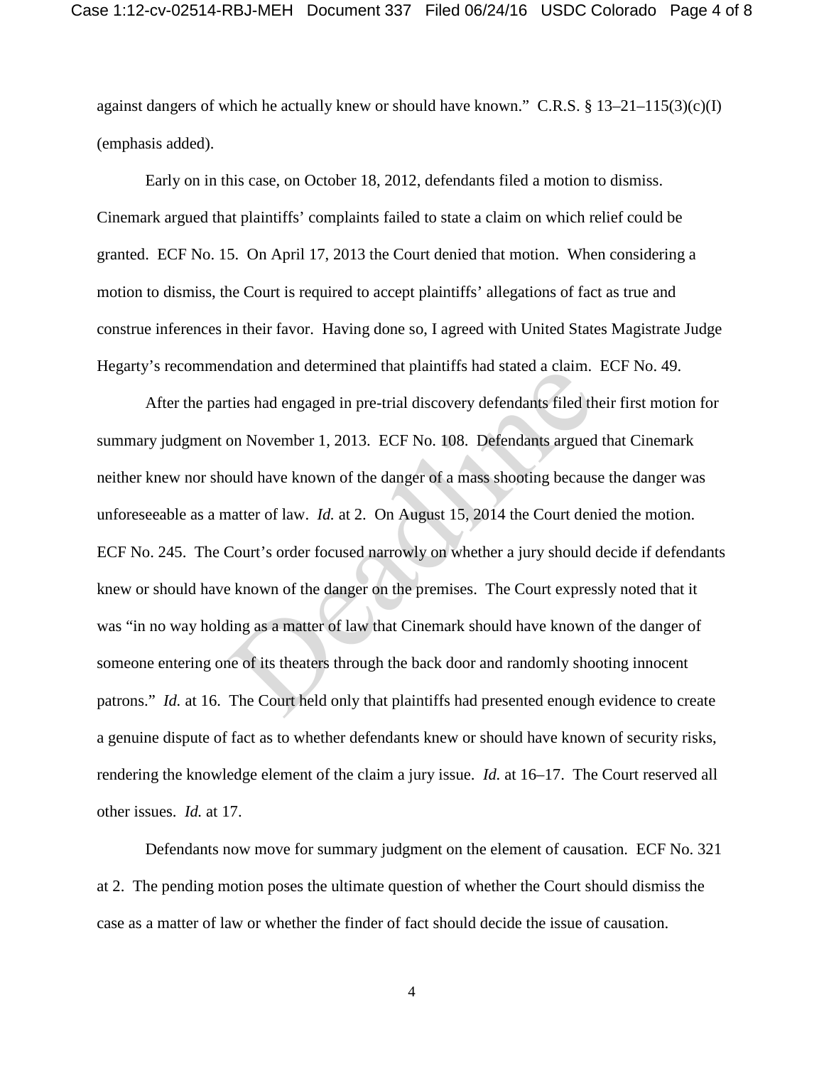against dangers of which he actually knew or should have known." C.R.S. § 13–21–115(3)(c)(I) (emphasis added).

Early on in this case, on October 18, 2012, defendants filed a motion to dismiss. Cinemark argued that plaintiffs' complaints failed to state a claim on which relief could be granted. ECF No. 15. On April 17, 2013 the Court denied that motion. When considering a motion to dismiss, the Court is required to accept plaintiffs' allegations of fact as true and construe inferences in their favor. Having done so, I agreed with United States Magistrate Judge Hegarty's recommendation and determined that plaintiffs had stated a claim. ECF No. 49.

After the parties had engaged in pre-trial discovery defendants filed their first motion for summary judgment on November 1, 2013. ECF No. 108. Defendants argued that Cinemark neither knew nor should have known of the danger of a mass shooting because the danger was unforeseeable as a matter of law. *Id.* at 2. On August 15, 2014 the Court denied the motion. ECF No. 245. The Court's order focused narrowly on whether a jury should decide if defendants knew or should have known of the danger on the premises. The Court expressly noted that it was "in no way holding as a matter of law that Cinemark should have known of the danger of someone entering one of its theaters through the back door and randomly shooting innocent patrons." *Id.* at 16. The Court held only that plaintiffs had presented enough evidence to create a genuine dispute of fact as to whether defendants knew or should have known of security risks, rendering the knowledge element of the claim a jury issue. *Id.* at 16–17. The Court reserved all other issues. *Id.* at 17.

Defendants now move for summary judgment on the element of causation. ECF No. 321 at 2. The pending motion poses the ultimate question of whether the Court should dismiss the case as a matter of law or whether the finder of fact should decide the issue of causation.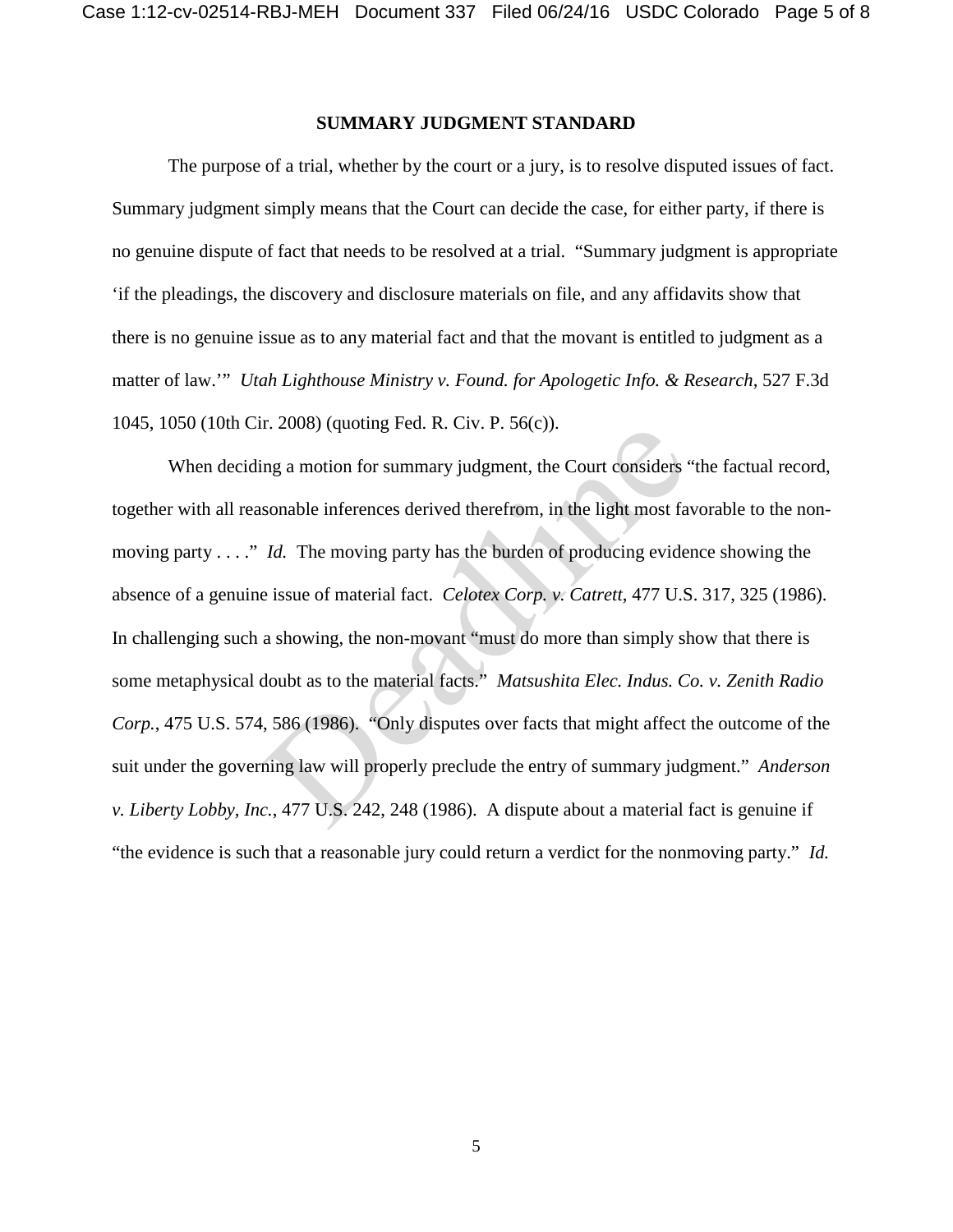## SUMMARY JUDGMENT STANDARD

The purpose of a trial, whether by the court or a jury, is to resolve disputed issues of fact. Summary judgment simply means that the Court can decide the case, for either party, if there is no genuine dispute of fact that needs to be resolved at a trial. "Summary judgment is appropriate 'if the pleadings, the discovery and disclosure materials on file, and any affidavits show that there is no genuine issue as to any material fact and that the movant is entitled to judgment as a matter of law.'" *Utah Lighthouse Ministry v. Found. for Apologetic Info. & Research*, 527 F.3d 1045, 1050 (10th Cir. 2008) (quoting Fed. R. Civ. P. 56(c)).

When deciding a motion for summary judgment, the Court considers "the factual record, together with all reasonable inferences derived therefrom, in the light most favorable to the non-moving party . . . ." *Id.* The moving party has the burden of producing evidence showing the absence of a genuine issue of material fact. *Celotex Corp. v. Catrett*, 477 U.S. 317, 325 (1986). In challenging such a showing, the non-movant "must do more than simply show that there is some metaphysical doubt as to the material facts." *Matsushita Elec. Indus. Co. v. Zenith Radio Corp.*, 475 U.S. 574, 586 (1986). "Only disputes over facts that might affect the outcome of the suit under the governing law will properly preclude the entry of summary judgment." *Anderson v. Liberty Lobby, Inc.*, 477 U.S. 242, 248 (1986). A dispute about a material fact is genuine if "the evidence is such that a reasonable jury could return a verdict for the nonmoving party." *Id.*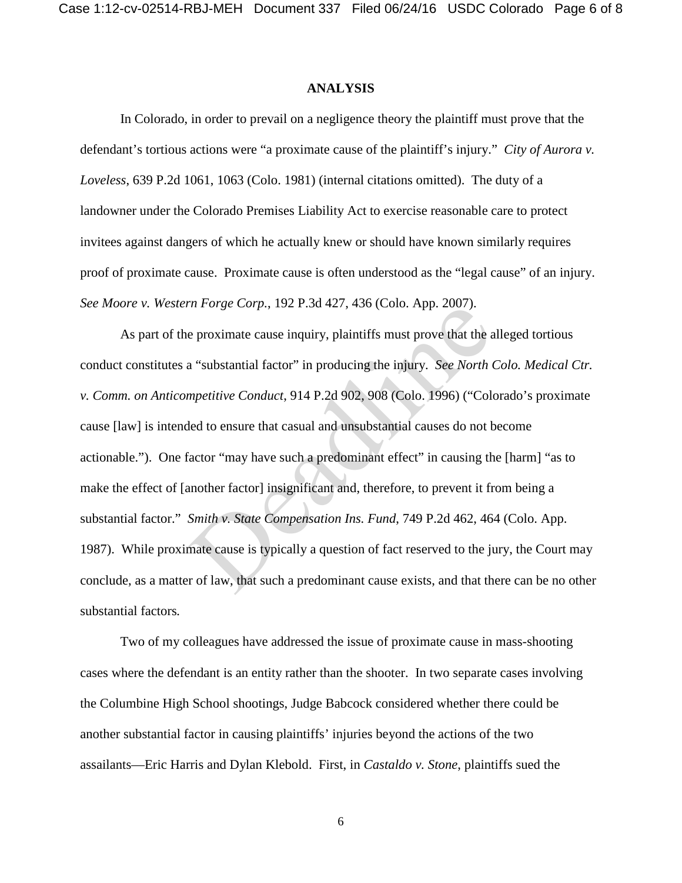## ANALYSIS

In Colorado, in order to prevail on a negligence theory the plaintiff must prove that the defendant's tortious actions were "a proximate cause of the plaintiff's injury." *City of Aurora v. Loveless*, 639 P.2d 1061, 1063 (Colo. 1981) (internal citations omitted). The duty of a landowner under the Colorado Premises Liability Act to exercise reasonable care to protect invitees against dangers of which he actually knew or should have known similarly requires proof of proximate cause. Proximate cause is often understood as the "legal cause" of an injury. *See Moore v. Western Forge Corp.*, 192 P.3d 427, 436 (Colo. App. 2007).

As part of the proximate cause inquiry, plaintiffs must prove that the alleged tortious conduct constitutes a "substantial factor" in producing the injury. *See North Colo. Medical Ctr. v. Comm. on Anticompetitive Conduct*, 914 P.2d 902, 908 (Colo. 1996) ("Colorado's proximate cause [law] is intended to ensure that casual and unsubstantial causes do not become actionable."). One factor "may have such a predominant effect" in causing the [harm] "as to make the effect of [another factor] insignificant and, therefore, to prevent it from being a substantial factor." *Smith v. State Compensation Ins. Fund*, 749 P.2d 462, 464 (Colo. App. 1987). While proximate cause is typically a question of fact reserved to the jury, the Court may conclude, as a matter of law, that such a predominant cause exists, and that there can be no other substantial factors.

Two of my colleagues have addressed the issue of proximate cause in mass-shooting cases where the defendant is an entity rather than the shooter. In two separate cases involving the Columbine High School shootings, Judge Babcock considered whether there could be another substantial factor in causing plaintiffs' injuries beyond the actions of the two assailants—Eric Harris and Dylan Klebold. First, in *Castaldo v. Stone*, plaintiffs sued the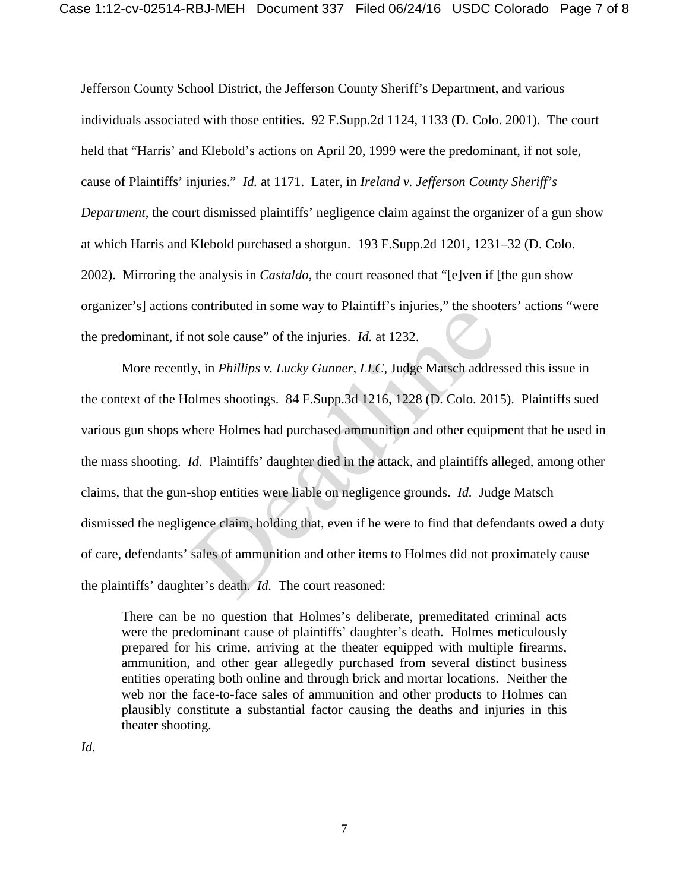Jefferson County School District, the Jefferson County Sheriff's Department, and various individuals associated with those entities. 92 F.Supp.2d 1124, 1133 (D. Colo. 2001). The court held that "Harris' and Klebold's actions on April 20, 1999 were the predominant, if not sole, cause of Plaintiffs' injuries." *Id.* at 1171. Later, in *Ireland v. Jefferson County Sheriff's Department*, the court dismissed plaintiffs' negligence claim against the organizer of a gun show at which Harris and Klebold purchased a shotgun. 193 F.Supp.2d 1201, 1231–32 (D. Colo. 2002). Mirroring the analysis in *Castaldo*, the court reasoned that "[e]ven if [the gun show organizer's] actions contributed in some way to Plaintiff's injuries," the shooters' actions "were the predominant, if not sole cause" of the injuries. *Id.* at 1232.

More recently, in *Phillips v. Lucky Gunner, LLC*, Judge Matsch addressed this issue in the context of the Holmes shootings. 84 F.Supp.3d 1216, 1228 (D. Colo. 2015). Plaintiffs sued various gun shops where Holmes had purchased ammunition and other equipment that he used in the mass shooting. *Id.* Plaintiffs' daughter died in the attack, and plaintiffs alleged, among other claims, that the gun-shop entities were liable on negligence grounds. *Id.* Judge Matsch dismissed the negligence claim, holding that, even if he were to find that defendants owed a duty of care, defendants' sales of ammunition and other items to Holmes did not proximately cause the plaintiffs' daughter's death. *Id.* The court reasoned:

> There can be no question that Holmes's deliberate, premeditated criminal acts were the predominant cause of plaintiffs' daughter's death. Holmes meticulously prepared for his crime, arriving at the theater equipped with multiple firearms, ammunition, and other gear allegedly purchased from several distinct business entities operating both online and through brick and mortar locations. Neither the web nor the face-to-face sales of ammunition and other products to Holmes can plausibly constitute a substantial factor causing the deaths and injuries in this theater shooting.

*Id.*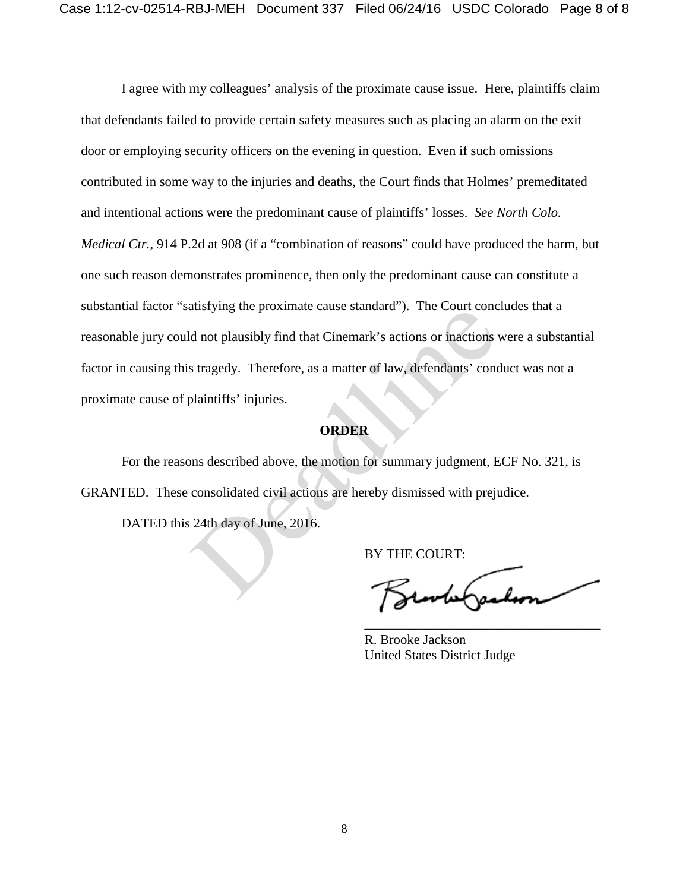I agree with my colleagues' analysis of the proximate cause issue. Here, plaintiffs claim that defendants failed to provide certain safety measures such as placing an alarm on the exit door or employing security officers on the evening in question. Even if such omissions contributed in some way to the injuries and deaths, the Court finds that Holmes' premeditated and intentional actions were the predominant cause of plaintiffs' losses. *See North Colo. Medical Ctr.*, 914 P.2d at 908 (if a "combination of reasons" could have produced the harm, but one such reason demonstrates prominence, then only the predominant cause can constitute a substantial factor "satisfying the proximate cause standard"). The Court concludes that a reasonable jury could not plausibly find that Cinemark's actions or inactions were a substantial factor in causing this tragedy. Therefore, as a matter of law, defendants' conduct was not a proximate cause of plaintiffs' injuries.

**ORDER**

For the reasons described above, the motion for summary judgment, ECF No. 321, is GRANTED. These consolidated civil actions are hereby dismissed with prejudice.

DATED this 24th day of June, 2016.

BY THE COURT:

___________________________________

R. Brooke Jackson
United States District Judge